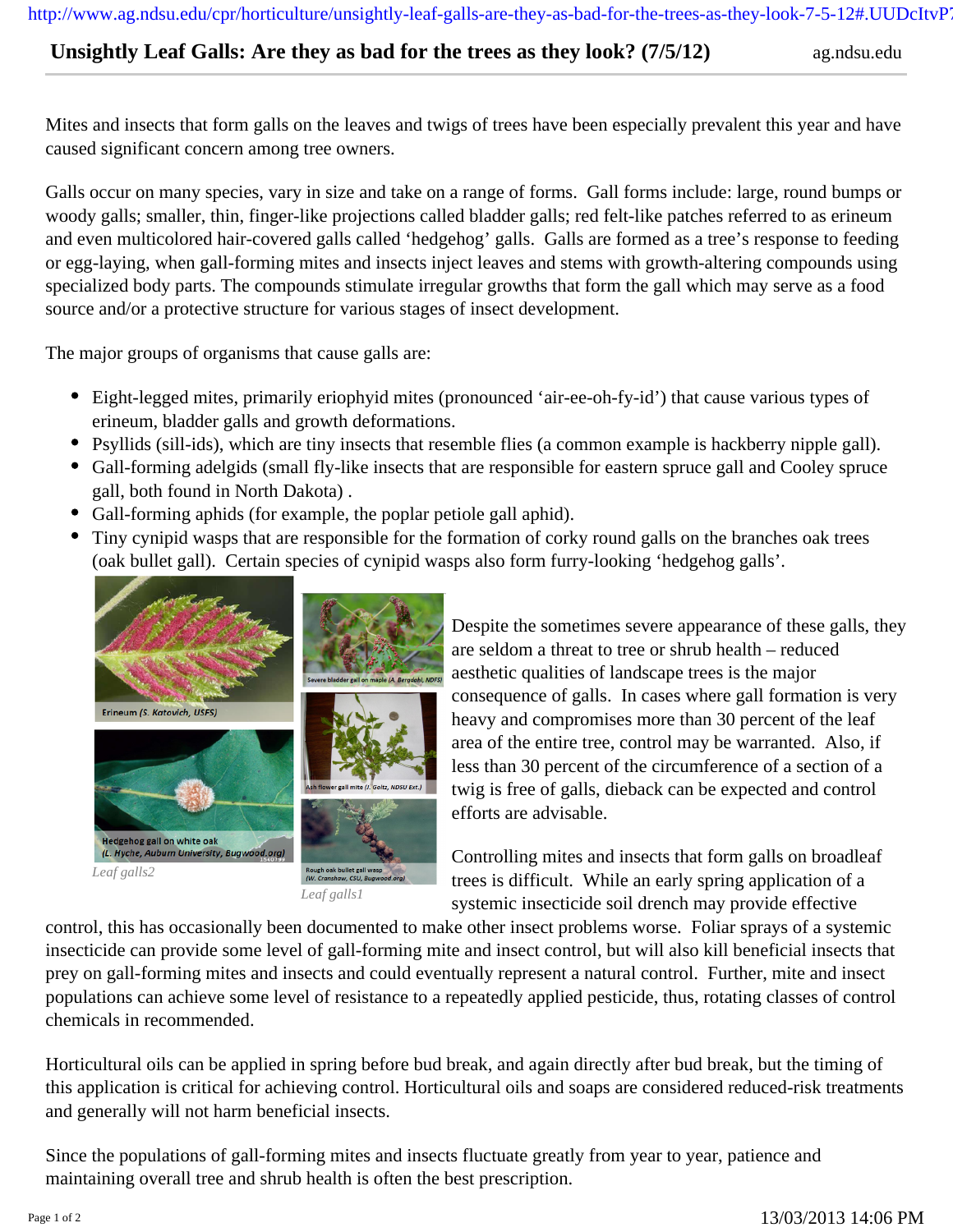# Unsightly Leaf Galls: Are they as bad for the trees as they look? (7/5/12)

Mites and insects that form galls on the leaves and twigs of trees have been especially prevalent this year and have caused significant concern among tree owners.

Galls occur on many species, vary in size and take on a range of forms. Gall forms include: large, round bumps or woody galls; smaller, thin, finger-like projections called bladder galls; red felt-like patches referred to as erineum and even multicolored hair-covered galls called 'hedgehog' galls. Galls are formed as a tree's response to feeding or egg-laying, when gall-forming mites and insects inject leaves and stems with growth-altering compounds using specialized body parts. The compounds stimulate irregular growths that form the gall which may serve as a food source and/or a protective structure for various stages of insect development.

The major groups of organisms that cause galls are:

- Eight-legged mites, primarily eriophyid mites (pronounced 'air-ee-oh-fy-id') that cause various types of erineum, bladder galls and growth deformations.
- Psyllids (sill-ids), which are tiny insects that resemble flies (a common example is hackberry nipple gall).
- Gall-forming adelgids (small fly-like insects that are responsible for eastern spruce gall and Cooley spruce gall, both found in North Dakota) .
- Gall-forming aphids (for example, the poplar petiole gall aphid).
- Tiny cynipid wasps that are responsible for the formation of corky round galls on the branches oak trees (oak bullet gall). Certain species of cynipid wasps also form furry-looking 'hedgehog galls'.

Erineum (S. Katovich, USFS)

Hedgehog gall on white oak (L. Hyche, Auburn University, Bugwood.org)

*Leaf galls2*

Severe bladder gall on maple (A. Bergdahl, NDFS)

Ash flower gall mite (J. Goltz, NDSU Ext.)

Rough oak bullet gall wasp (W. Cranshaw, CSU, Bugwood.org)

*Leaf galls1*

Despite the sometimes severe appearance of these galls, they are seldom a threat to tree or shrub health – reduced aesthetic qualities of landscape trees is the major consequence of galls. In cases where gall formation is very heavy and compromises more than 30 percent of the leaf area of the entire tree, control may be warranted. Also, if less than 30 percent of the circumference of a section of a twig is free of galls, dieback can be expected and control efforts are advisable.

Controlling mites and insects that form galls on broadleaf trees is difficult. While an early spring application of a systemic insecticide soil drench may provide effective control, this has occasionally been documented to make other insect problems worse. Foliar sprays of a systemic insecticide can provide some level of gall-forming mite and insect control, but will also kill beneficial insects that prey on gall-forming mites and insects and could eventually represent a natural control. Further, mite and insect populations can achieve some level of resistance to a repeatedly applied pesticide, thus, rotating classes of control chemicals in recommended.

Horticultural oils can be applied in spring before bud break, and again directly after bud break, but the timing of this application is critical for achieving control. Horticultural oils and soaps are considered reduced-risk treatments and generally will not harm beneficial insects.

Since the populations of gall-forming mites and insects fluctuate greatly from year to year, patience and maintaining overall tree and shrub health is often the best prescription.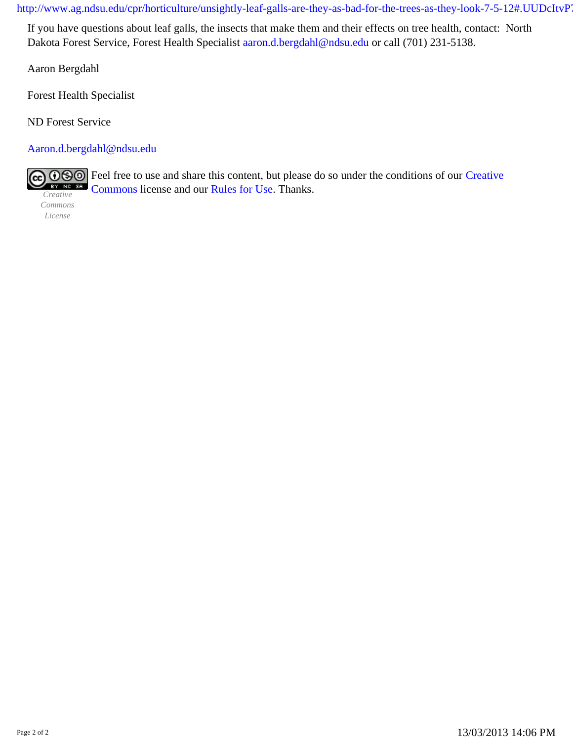If you have questions about leaf galls, the insects that make them and their effects on tree health, contact: North Dakota Forest Service, Forest Health Specialist aaron.d.bergdahl@ndsu.edu or call (701) 231-5138.

Aaron Bergdahl

Forest Health Specialist

ND Forest Service

Aaron.d.bergdahl@ndsu.edu

*Creative Commons License*

Feel free to use and share this content, but please do so under the conditions of our Creative Commons license and our Rules for Use. Thanks.